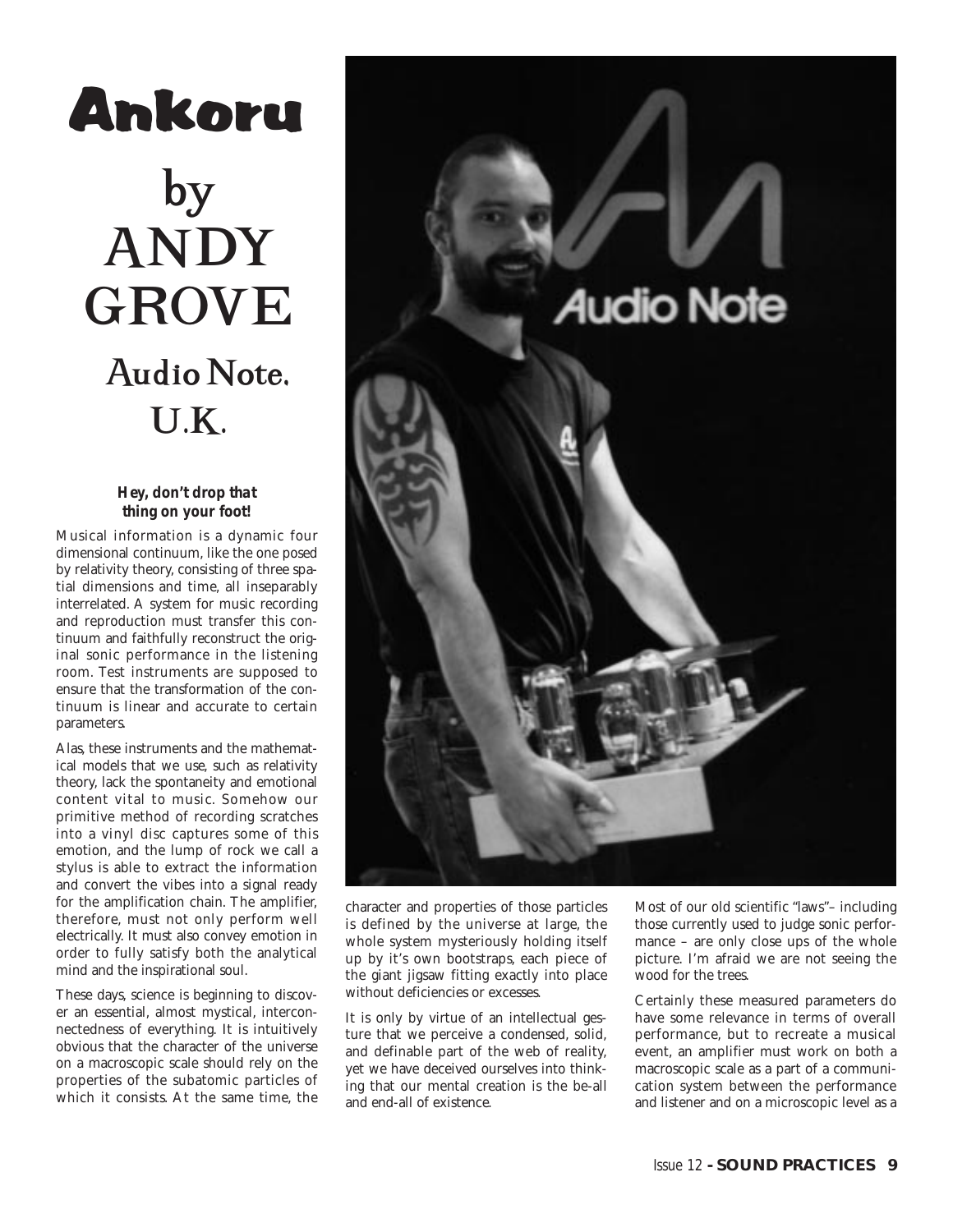# Ankoru

# by ANDY GROVE

## Audio Note, U.K.

***Hey, don't drop that thing on your foot!***

Musical information is a dynamic four dimensional continuum, like the one posed by relativity theory, consisting of three spatial dimensions and time, all inseparably interrelated. A system for music recording and reproduction must transfer this continuum and faithfully reconstruct the original sonic performance in the listening room. Test instruments are supposed to ensure that the transformation of the continuum is linear and accurate to certain parameters.

Alas, these instruments and the mathematical models that we use, such as relativity theory, lack the spontaneity and emotional content vital to music. Somehow our primitive method of recording scratches into a vinyl disc captures some of this emotion, and the lump of rock we call a stylus is able to extract the information and convert the vibes into a signal ready for the amplification chain. The amplifier, therefore, must not only perform well electrically. It must also convey emotion in order to fully satisfy both the analytical mind and the inspirational soul.

These days, science is beginning to discover an essential, almost mystical, interconnectedness of everything. It is intuitively obvious that the character of the universe on a macroscopic scale should rely on the properties of the subatomic particles of which it consists. At the same time, the character and properties of those particles is defined by the universe at large, the whole system mysteriously holding itself up by it's own bootstraps, each piece of the giant jigsaw fitting exactly into place without deficiencies or excesses.

It is only by virtue of an intellectual gesture that we perceive a condensed, solid, and definable part of the web of reality, yet we have deceived ourselves into thinking that our mental creation is the be-all and end-all of existence.

Most of our old scientific "laws"– including those currently used to judge sonic performance – are only close ups of the whole picture. I'm afraid we are not seeing the wood for the trees.

Certainly these measured parameters do have some relevance in terms of overall performance, but to recreate a musical event, an amplifier must work on both a macroscopic scale as a part of a communication system between the performance and listener and on a microscopic level as a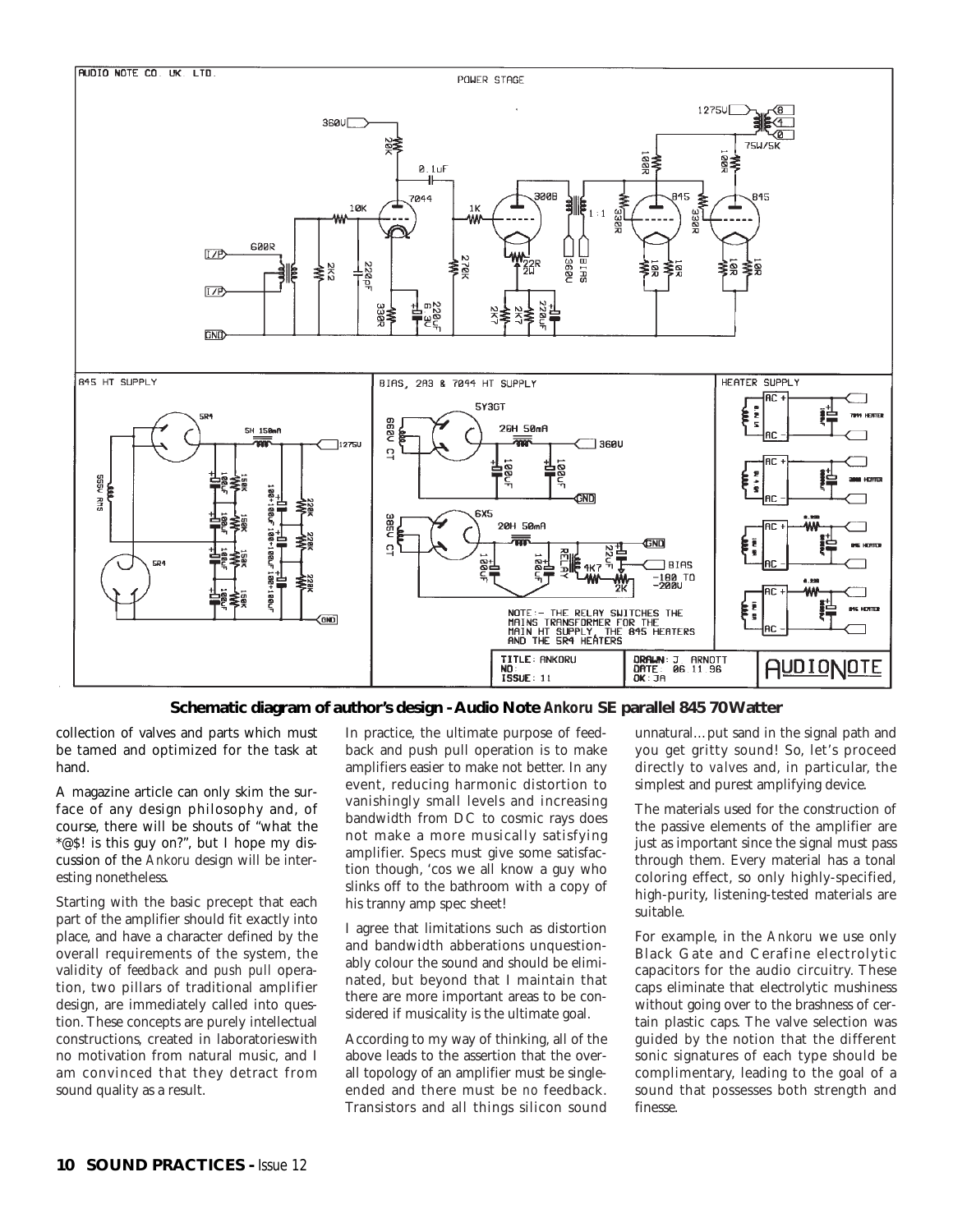**Schematic diagram of author's design - Audio Note *Ankoru* SE parallel 845 70 Watter**

collection of valves and parts which must be tamed and optimized for the task at hand.

A magazine article can only skim the surface of any design philosophy and, of course, there will be shouts of "what the *@$! is this guy on?", but I hope my discussion of the *Ankoru* design will be interesting nonetheless.

Starting with the basic precept that each part of the amplifier should fit exactly into place, and have a character defined by the overall requirements of the system, the validity of *feedback* and *push pull* operation, two pillars of traditional amplifier design, are immediately called into question. These concepts are purely intellectual constructions, created in laboratorieswith no motivation from natural music, and I am convinced that they detract from sound quality as a result.

In practice, the ultimate purpose of feedback and push pull operation is to make amplifiers easier to make not better. In any event, reducing harmonic distortion to vanishingly small levels and increasing bandwidth from DC to cosmic rays does not make a more musically satisfying amplifier. Specs must give some satisfaction though, 'cos we all know a guy who slinks off to the bathroom with a copy of his tranny amp spec sheet!

I agree that limitations such as distortion and bandwidth abberations unquestionably colour the sound and should be eliminated, but beyond that I maintain that there are more important areas to be considered if musicality is the ultimate goal.

According to my way of thinking, all of the above leads to the assertion that the overall topology of an amplifier must be single-ended and there must be *no* feedback. Transistors and all things silicon sound unnatural…put sand in the signal path and you get gritty sound! So, let's proceed directly to *valves* and, in particular, the simplest and purest amplifying device.

The materials used for the construction of the passive elements of the amplifier are just as important since the signal must pass through them. Every material has a tonal coloring effect, so only highly-specified, high-purity, listening-tested materials are suitable.

For example, in the *Ankoru* we use only Black Gate and Cerafine electrolytic capacitors for the audio circuitry. These caps eliminate that electrolytic mushiness without going over to the brashness of certain plastic caps. The valve selection was guided by the notion that the different sonic signatures of each type should be complimentary, leading to the goal of a sound that possesses both strength and finesse.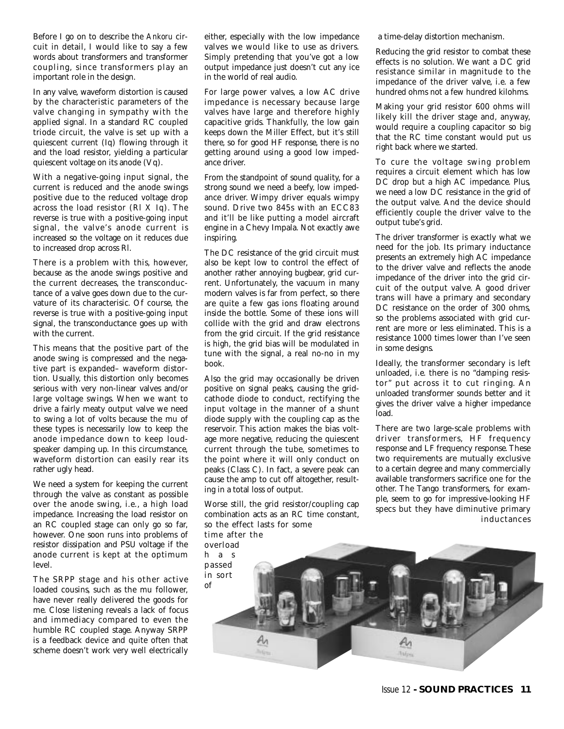Before I go on to describe the *Ankoru* circuit in detail, I would like to say a few words about transformers and transformer coupling, since transformers play an important role in the design.

In any valve, waveform distortion is caused by the characteristic parameters of the valve changing in sympathy with the applied signal. In a standard RC coupled triode circuit, the valve is set up with a quiescent current (Iq) flowing through it and the load resistor, yielding a particular quiescent voltage on its anode (Vq).

With a negative-going input signal, the current is reduced and the anode swings positive due to the reduced voltage drop across the load resistor (Rl X Iq). The reverse is true with a positive-going input signal, the valve's anode current is increased so the voltage on it reduces due to increased drop across Rl.

There is a problem with this, however, because as the anode swings positive and the current decreases, the transconductance of a valve goes down due to the curvature of its characterisic. Of course, the reverse is true with a positive-going input signal, the transconductance goes up with with the current.

This means that the positive part of the anode swing is compressed and the negative part is expanded– waveform distortion. Usually, this distortion only becomes serious with very non-linear valves and/or large voltage swings. When we want to drive a fairly meaty output valve we need to swing a lot of volts because the mu of these types is necessarily low to keep the anode impedance down to keep loudspeaker damping up. In this circumstance, waveform distortion can easily rear its rather ugly head.

We need a system for keeping the current through the valve as constant as possible over the anode swing, i.e., a high load impedance. Increasing the load resistor on an RC coupled stage can only go so far, however. One soon runs into problems of resistor dissipation and PSU voltage if the anode current is kept at the optimum level.

The SRPP stage and his other active loaded cousins, such as the mu follower, have never really delivered the goods for me. Close listening reveals a lack of focus and immediacy compared to even the humble RC coupled stage. Anyway SRPP is a feedback device and quite often that scheme doesn't work very well electrically either, especially with the low impedance valves we would like to use as drivers. Simply pretending that you've got a low output impedance just doesn't cut any ice in the world of real audio.

For large power valves, a low AC drive impedance is necessary because large valves have large and therefore highly capacitive grids. Thankfully, the low gain keeps down the Miller Effect, but it's still there, so for good HF response, there is no getting around using a good low impedance driver.

From the standpoint of sound quality, for a strong sound we need a beefy, low impedance driver. Wimpy driver equals wimpy sound. Drive two 845s with an ECC83 and it'll be like putting a model aircraft engine in a Chevy Impala. Not exactly awe inspiring.

The DC resistance of the grid circuit must also be kept low to control the effect of another rather annoying bugbear, grid current. Unfortunately, the vacuum in many modern valves is far from perfect, so there are quite a few gas ions floating around inside the bottle. Some of these ions will collide with the grid and draw electrons from the grid circuit. If the grid resistance is high, the grid bias will be modulated in tune with the signal, a real no-no in my book.

Also the grid may occasionally be driven positive on signal peaks, causing the grid-cathode diode to conduct, rectifying the input voltage in the manner of a shunt diode supply with the coupling cap as the reservoir. This action makes the bias voltage more negative, reducing the quiescent current through the tube, sometimes to the point where it will only conduct on peaks (Class C). In fact, a severe peak can cause the amp to cut off altogether, resulting in a total loss of output.

Worse still, the grid resistor/coupling cap combination acts as an RC time constant, so the effect lasts for some time after the overload has passed in sort of a time-delay distortion mechanism.

Reducing the grid resistor to combat these effects is no solution. We want a DC grid resistance similar in magnitude to the impedance of the driver valve, i.e. a few hundred ohms not a few hundred kilohms.

Making your grid resistor 600 ohms will likely kill the driver stage and, anyway, would require a coupling capacitor so big that the RC time constant would put us right back where we started.

To cure the voltage swing problem requires a circuit element which has low DC drop but a high AC impedance. Plus, we need a low DC resistance in the grid of the output valve. And the device should efficiently couple the driver valve to the output tube's grid.

The driver transformer is exactly what we need for the job. Its primary inductance presents an extremely high AC impedance to the driver valve and reflects the anode impedance of the driver into the grid circuit of the output valve. A good driver trans will have a primary and secondary DC resistance on the order of 300 ohms, so the problems associated with grid current are more or less eliminated. This is a resistance 1000 times lower than I've seen in some designs.

Ideally, the transformer secondary is left unloaded, i.e. there is no "damping resistor" put across it to cut ringing. An unloaded transformer sounds better and it gives the driver valve a higher impedance load.

There are two large-scale problems with driver transformers, HF frequency response and LF frequency response. These two requirements are mutually exclusive to a certain degree and many commercially available transformers sacrifice one for the other. The Tango transformers, for example, seem to go for impressive-looking HF specs but they have diminutive primary inductances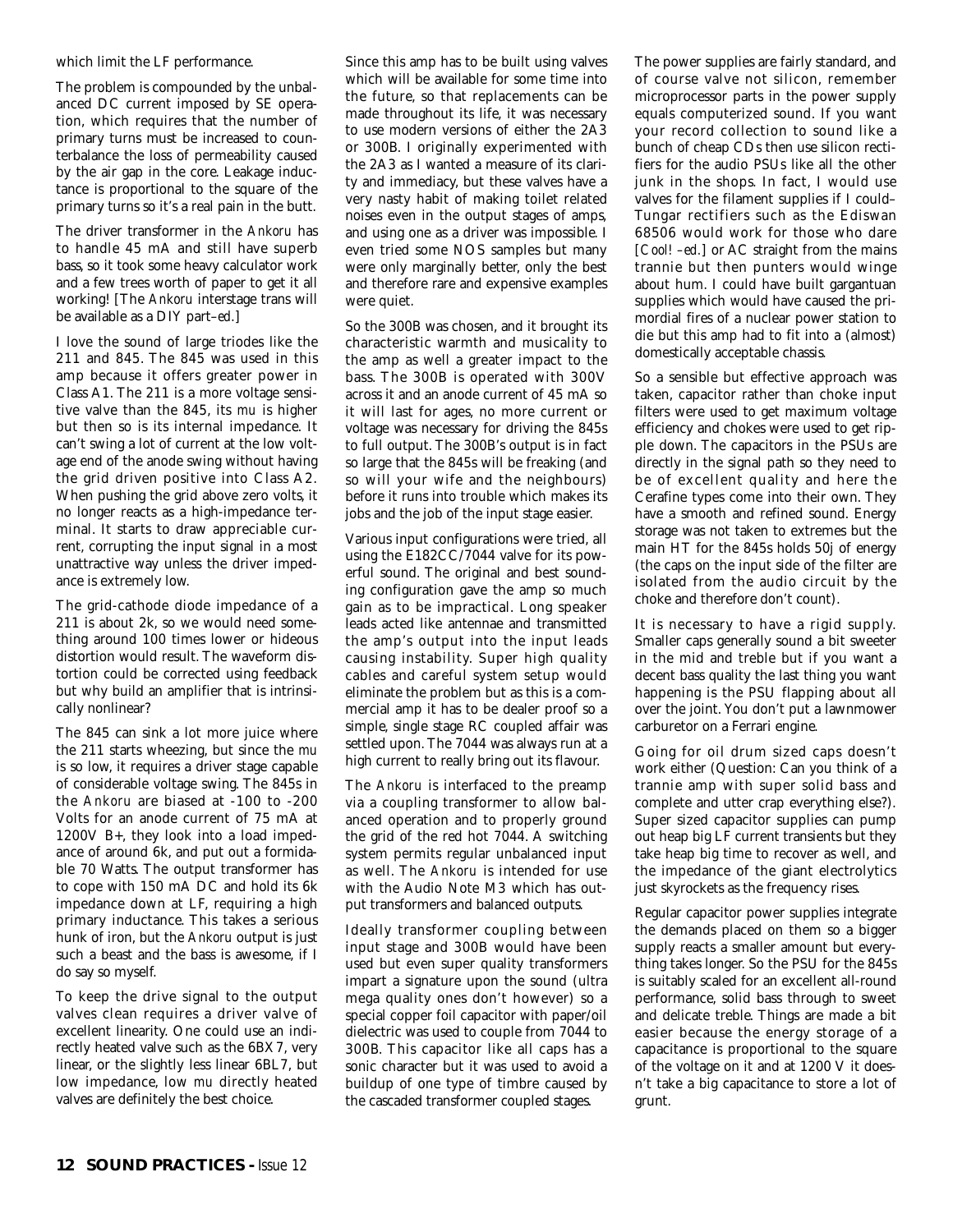which limit the LF performance.

The problem is compounded by the unbalanced DC current imposed by SE operation, which requires that the number of primary turns must be increased to counterbalance the loss of permeability caused by the air gap in the core. Leakage inductance is proportional to the square of the primary turns so it's a real pain in the butt.

The driver transformer in the *Ankoru* has to handle 45 mA and still have superb bass, so it took some heavy calculator work and a few trees worth of paper to get it all working! [The *Ankoru* interstage trans will be available as a DIY part–*ed*.]

I love the sound of large triodes like the 211 and 845. The 845 was used in this amp because it offers greater power in Class A1. The 211 is a more voltage sensitive valve than the 845, its *mu* is higher but then so is its internal impedance. It can't swing a lot of current at the low voltage end of the anode swing without having the grid driven positive into Class A2. When pushing the grid above zero volts, it no longer reacts as a high-impedance terminal. It starts to draw appreciable current, corrupting the input signal in a most unattractive way unless the driver impedance is extremely low.

The grid-cathode diode impedance of a 211 is about 2k, so we would need something around 100 times lower or hideous distortion would result. The waveform distortion could be corrected using feedback but why build an amplifier that is intrinsically nonlinear?

The 845 can sink a lot more juice where the 211 starts wheezing, but since the *mu* is so low, it requires a driver stage capable of considerable voltage swing. The 845s in the *Ankoru* are biased at -100 to -200 Volts for an anode current of 75 mA at 1200V B+, they look into a load impedance of around 6k, and put out a formidable 70 Watts. The output transformer has to cope with 150 mA DC and hold its 6k impedance down at LF, requiring a high primary inductance. This takes a serious hunk of iron, but the *Ankoru* output is just such a beast and the bass is awesome, if I do say so myself.

To keep the drive signal to the output valves clean requires a driver valve of excellent linearity. One could use an indirectly heated valve such as the 6BX7, very linear, or the slightly less linear 6BL7, but low impedance, low *mu* directly heated valves are definitely the best choice.

Since this amp has to be built using valves which will be available for some time into the future, so that replacements can be made throughout its life, it was necessary to use modern versions of either the 2A3 or 300B. I originally experimented with the 2A3 as I wanted a measure of its clarity and immediacy, but these valves have a very nasty habit of making toilet related noises even in the output stages of amps, and using one as a driver was impossible. I even tried some NOS samples but many were only marginally better, only the best and therefore rare and expensive examples were quiet.

So the 300B was chosen, and it brought its characteristic warmth and musicality to the amp as well a greater impact to the bass. The 300B is operated with 300V across it and an anode current of 45 mA so it will last for ages, no more current or voltage was necessary for driving the 845s to full output. The 300B's output is in fact so large that the 845s will be freaking (and so will your wife and the neighbours) before it runs into trouble which makes its jobs and the job of the input stage easier.

Various input configurations were tried, all using the E182CC/7044 valve for its powerful sound. The original and best sounding configuration gave the amp so much gain as to be impractical. Long speaker leads acted like antennae and transmitted the amp's output into the input leads causing instability. Super high quality cables and careful system setup would eliminate the problem but as this is a commercial amp it has to be dealer proof so a simple, single stage RC coupled affair was settled upon. The 7044 was always run at a high current to really bring out its flavour.

The *Ankoru* is interfaced to the preamp via a coupling transformer to allow balanced operation and to properly ground the grid of the red hot 7044. A switching system permits regular unbalanced input as well. The *Ankoru* is intended for use with the Audio Note M3 which has output transformers and balanced outputs.

Ideally transformer coupling between input stage and 300B would have been used but even super quality transformers impart a signature upon the sound (ultra mega quality ones don't however) so a special copper foil capacitor with paper/oil dielectric was used to couple from 7044 to 300B. This capacitor like all caps has a sonic character but it was used to avoid a buildup of one type of timbre caused by the cascaded transformer coupled stages.

The power supplies are fairly standard, and of course valve not silicon, remember microprocessor parts in the power supply equals computerized sound. If you want your record collection to sound like a bunch of cheap CDs then use silicon rectifiers for the audio PSUs like all the other junk in the shops. In fact, I would use valves for the filament supplies if I could–Tungar rectifiers such as the Ediswan 68506 would work for those who dare [*Cool! –ed.*] or AC straight from the mains trannie but then punters would winge about hum. I could have built gargantuan supplies which would have caused the primordial fires of a nuclear power station to die but this amp had to fit into a (almost) domestically acceptable chassis.

So a sensible but effective approach was taken, capacitor rather than choke input filters were used to get maximum voltage efficiency and chokes were used to get ripple down. The capacitors in the PSUs are directly in the signal path so they need to be of excellent quality and here the Cerafine types come into their own. They have a smooth and refined sound. Energy storage was not taken to extremes but the main HT for the 845s holds 50j of energy (the caps on the input side of the filter are isolated from the audio circuit by the choke and therefore don't count).

It is necessary to have a rigid supply. Smaller caps generally sound a bit sweeter in the mid and treble but if you want a decent bass quality the last thing you want happening is the PSU flapping about all over the joint. You don't put a lawnmower carburetor on a Ferrari engine.

Going for oil drum sized caps doesn't work either (Question: Can you think of a trannie amp with super solid bass and complete and utter crap everything else?). Super sized capacitor supplies can pump out heap big LF current transients but they take heap big time to recover as well, and the impedance of the giant electrolytics just skyrockets as the frequency rises.

Regular capacitor power supplies integrate the demands placed on them so a bigger supply reacts a smaller amount but everything takes longer. So the PSU for the 845s is suitably scaled for an excellent all-round performance, solid bass through to sweet and delicate treble. Things are made a bit easier because the energy storage of a capacitance is proportional to the square of the voltage on it and at 1200 V it doesn't take a big capacitance to store a lot of grunt.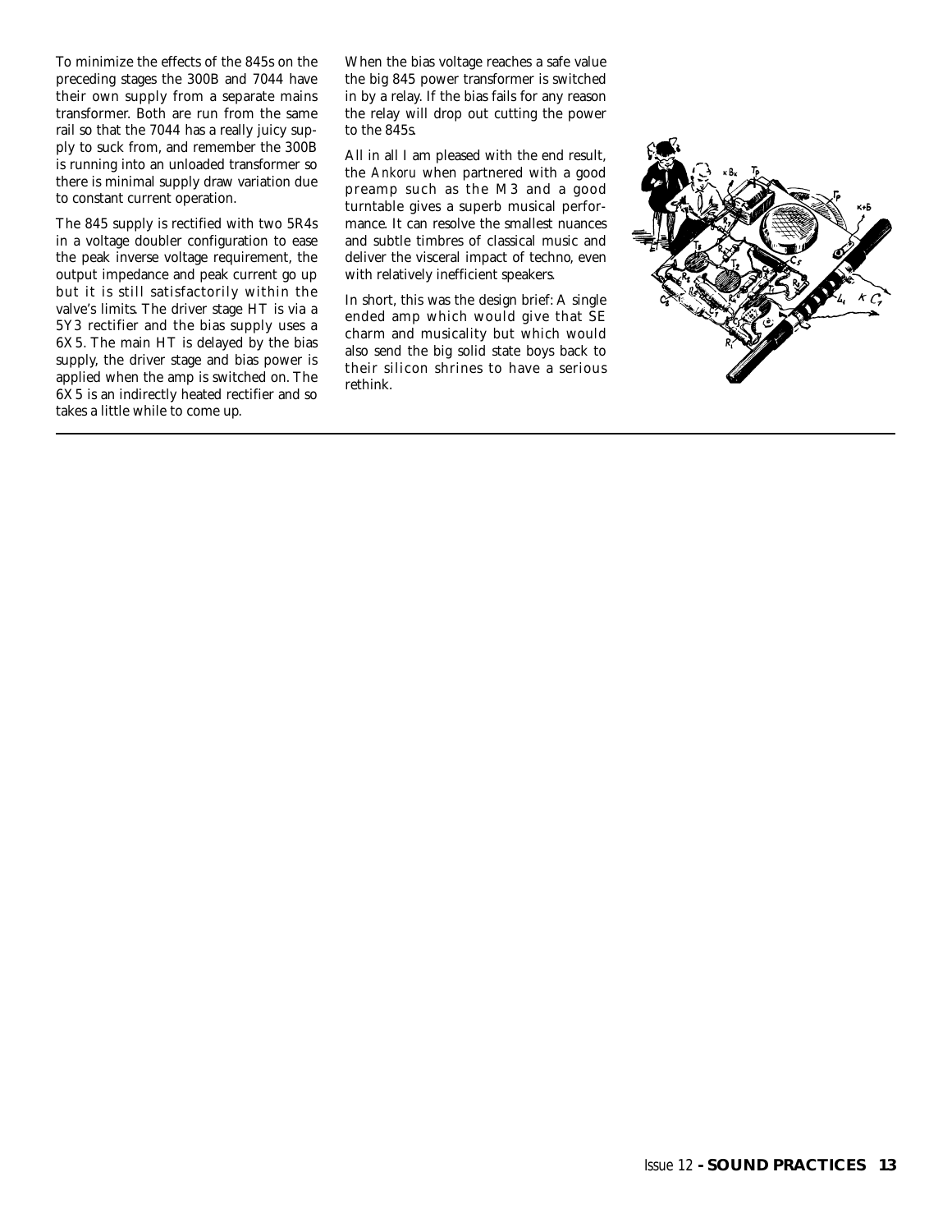To minimize the effects of the 845s on the preceding stages the 300B and 7044 have their own supply from a separate mains transformer. Both are run from the same rail so that the 7044 has a really juicy supply to suck from, and remember the 300B is running into an unloaded transformer so there is minimal supply draw variation due to constant current operation.

The 845 supply is rectified with two 5R4s in a voltage doubler configuration to ease the peak inverse voltage requirement, the output impedance and peak current go up but it is still satisfactorily within the valve's limits. The driver stage HT is via a 5Y3 rectifier and the bias supply uses a 6X5. The main HT is delayed by the bias supply, the driver stage and bias power is applied when the amp is switched on. The 6X5 is an indirectly heated rectifier and so takes a little while to come up.

When the bias voltage reaches a safe value the big 845 power transformer is switched in by a relay. If the bias fails for any reason the relay will drop out cutting the power to the 845s.

All in all I am pleased with the end result, the *Ankoru* when partnered with a good preamp such as the M3 and a good turntable gives a superb musical performance. It can resolve the smallest nuances and subtle timbres of classical music and deliver the visceral impact of techno, even with relatively inefficient speakers.

In short, this was the design brief: A single ended amp which would give that SE charm and musicality but which would also send the big solid state boys back to their silicon shrines to have a serious rethink.